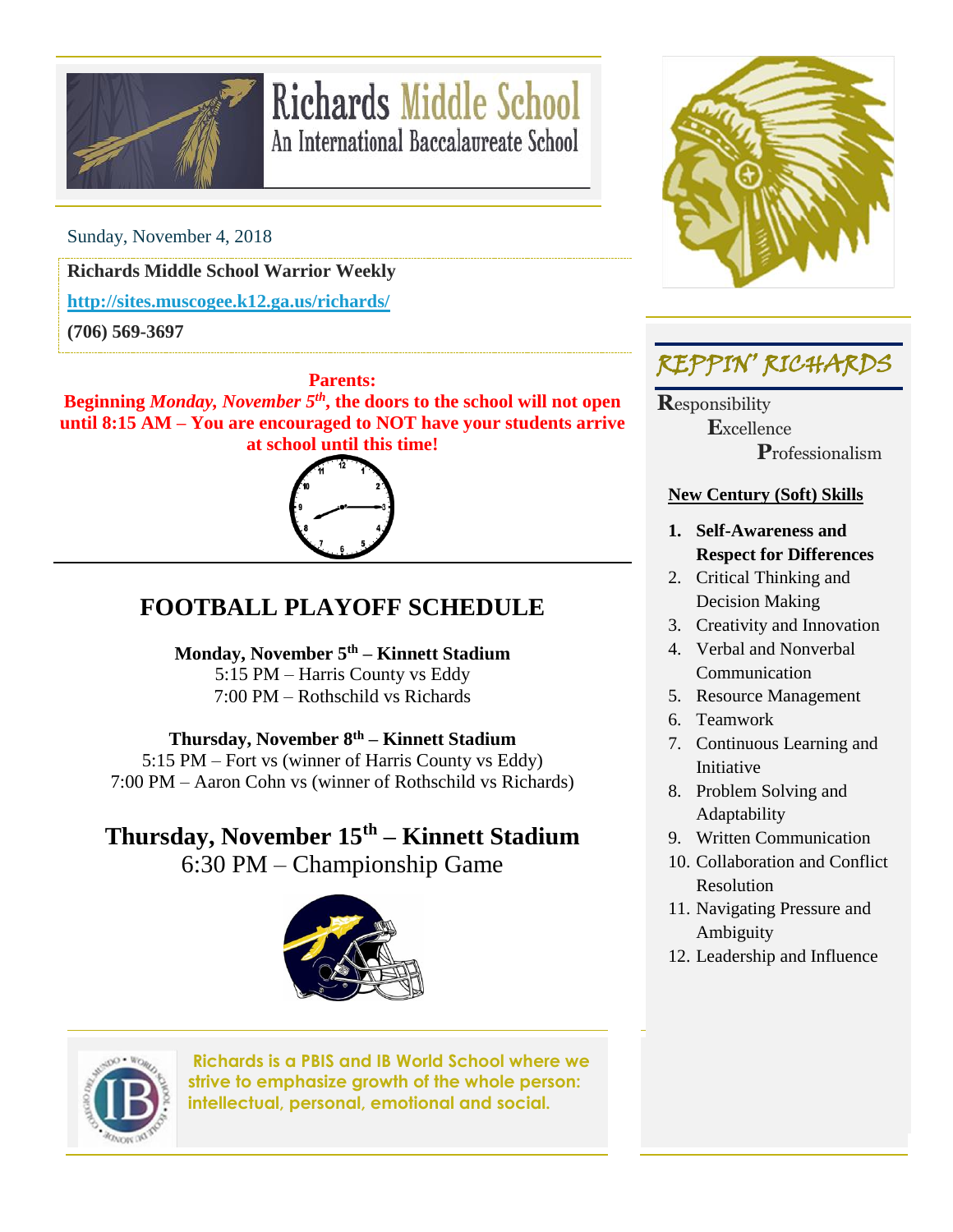# Richards Middle School
An International Baccalaureate School

Sunday, November 4, 2018

**Richards Middle School Warrior Weekly**

**http://sites.muscogee.k12.ga.us/richards/**

**(706) 569-3697**

**Parents:**
**Beginning *Monday, November 5th*, the doors to the school will not open until 8:15 AM – You are encouraged to NOT have your students arrive at school until this time!**

## FOOTBALL PLAYOFF SCHEDULE

**Monday, November 5th – Kinnett Stadium**
5:15 PM – Harris County vs Eddy
7:00 PM – Rothschild vs Richards

**Thursday, November 8th – Kinnett Stadium**
5:15 PM – Fort vs (winner of Harris County vs Eddy)
7:00 PM – Aaron Cohn vs (winner of Rothschild vs Richards)

**Thursday, November 15th – Kinnett Stadium**
6:30 PM – Championship Game

**Richards is a PBIS and IB World School where we strive to emphasize growth of the whole person: intellectual, personal, emotional and social.**

## REPPIN' RICHARDS

**R**esponsibility
**E**xcellence
**P**rofessionalism

**New Century (Soft) Skills**

1. **Self-Awareness and Respect for Differences**
2. Critical Thinking and Decision Making
3. Creativity and Innovation
4. Verbal and Nonverbal Communication
5. Resource Management
6. Teamwork
7. Continuous Learning and Initiative
8. Problem Solving and Adaptability
9. Written Communication
10. Collaboration and Conflict Resolution
11. Navigating Pressure and Ambiguity
12. Leadership and Influence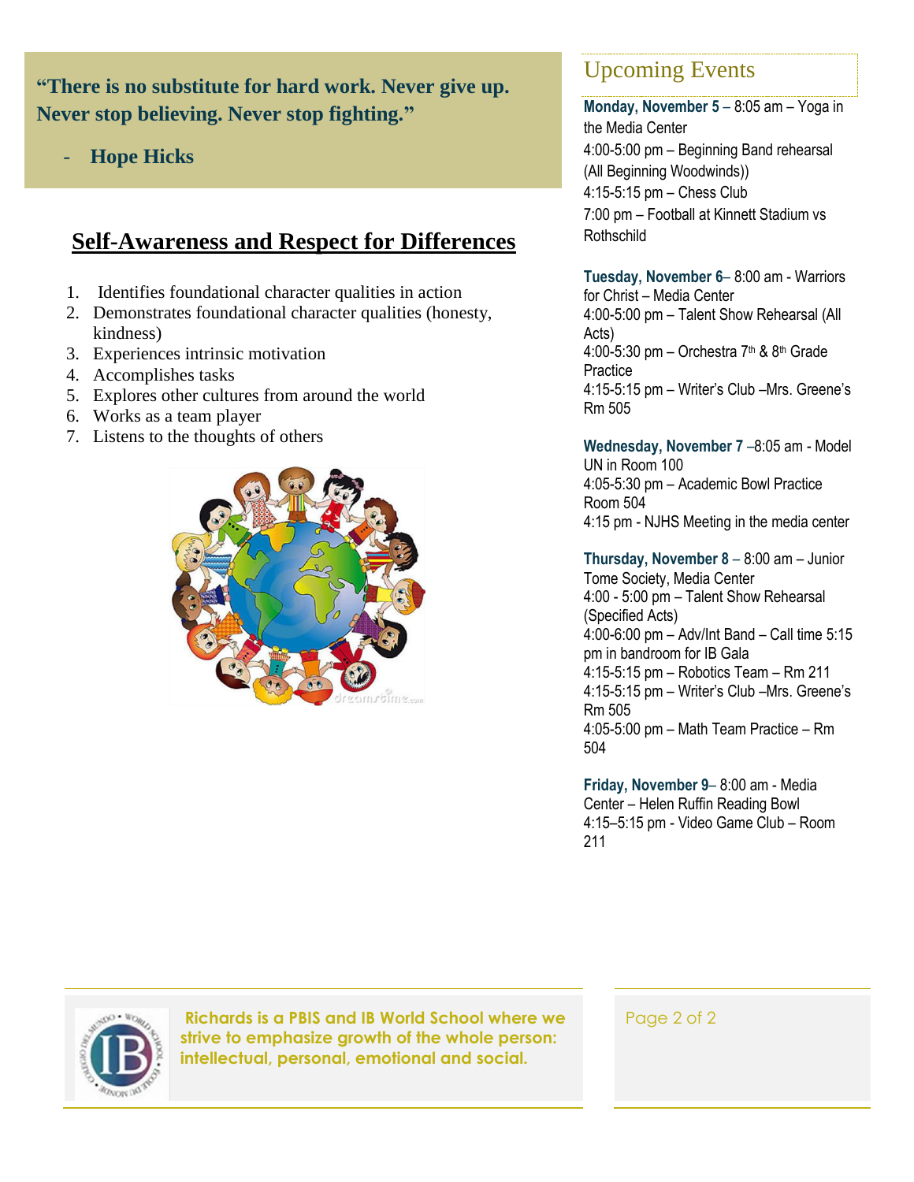**"There is no substitute for hard work. Never give up. Never stop believing. Never stop fighting."**

- **Hope Hicks**

## Self-Awareness and Respect for Differences

1. Identifies foundational character qualities in action
2. Demonstrates foundational character qualities (honesty, kindness)
3. Experiences intrinsic motivation
4. Accomplishes tasks
5. Explores other cultures from around the world
6. Works as a team player
7. Listens to the thoughts of others

## Upcoming Events

**Monday, November 5** – 8:05 am – Yoga in the Media Center
4:00-5:00 pm – Beginning Band rehearsal (All Beginning Woodwinds))
4:15-5:15 pm – Chess Club
7:00 pm – Football at Kinnett Stadium vs Rothschild

**Tuesday, November 6**– 8:00 am - Warriors for Christ – Media Center
4:00-5:00 pm – Talent Show Rehearsal (All Acts)
4:00-5:30 pm – Orchestra 7th & 8th Grade Practice
4:15-5:15 pm – Writer's Club –Mrs. Greene's Rm 505

**Wednesday, November 7** –8:05 am - Model UN in Room 100
4:05-5:30 pm – Academic Bowl Practice Room 504
4:15 pm - NJHS Meeting in the media center

**Thursday, November 8** – 8:00 am – Junior Tome Society, Media Center
4:00 - 5:00 pm – Talent Show Rehearsal (Specified Acts)
4:00-6:00 pm – Adv/Int Band – Call time 5:15 pm in bandroom for IB Gala
4:15-5:15 pm – Robotics Team – Rm 211
4:15-5:15 pm – Writer's Club –Mrs. Greene's Rm 505
4:05-5:00 pm – Math Team Practice – Rm 504

**Friday, November 9**– 8:00 am - Media Center – Helen Ruffin Reading Bowl
4:15–5:15 pm - Video Game Club – Room 211

**Richards is a PBIS and IB World School where we strive to emphasize growth of the whole person: intellectual, personal, emotional and social.**